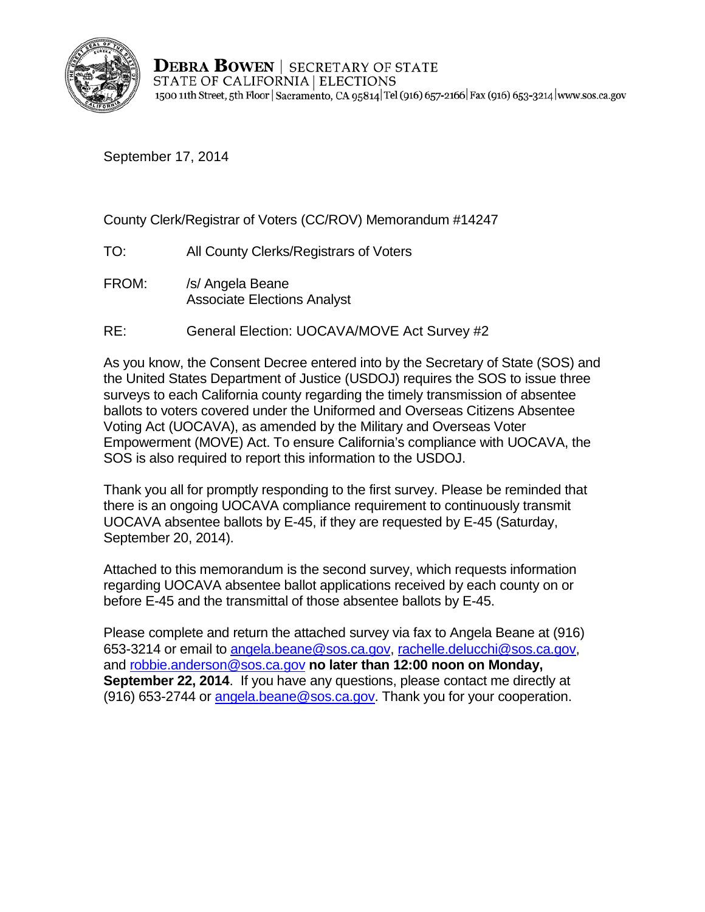**DEBRA BOWEN** | SECRETARY OF STATE
STATE OF CALIFORNIA | ELECTIONS
1500 11th Street, 5th Floor | Sacramento, CA 95814 | Tel (916) 657-2166 | Fax (916) 653-3214 | www.sos.ca.gov

September 17, 2014

County Clerk/Registrar of Voters (CC/ROV) Memorandum #14247

TO: All County Clerks/Registrars of Voters

FROM: /s/ Angela Beane
Associate Elections Analyst

RE: General Election: UOCAVA/MOVE Act Survey #2

As you know, the Consent Decree entered into by the Secretary of State (SOS) and the United States Department of Justice (USDOJ) requires the SOS to issue three surveys to each California county regarding the timely transmission of absentee ballots to voters covered under the Uniformed and Overseas Citizens Absentee Voting Act (UOCAVA), as amended by the Military and Overseas Voter Empowerment (MOVE) Act. To ensure California's compliance with UOCAVA, the SOS is also required to report this information to the USDOJ.

Thank you all for promptly responding to the first survey. Please be reminded that there is an ongoing UOCAVA compliance requirement to continuously transmit UOCAVA absentee ballots by E-45, if they are requested by E-45 (Saturday, September 20, 2014).

Attached to this memorandum is the second survey, which requests information regarding UOCAVA absentee ballot applications received by each county on or before E-45 and the transmittal of those absentee ballots by E-45.

Please complete and return the attached survey via fax to Angela Beane at (916) 653-3214 or email to angela.beane@sos.ca.gov, rachelle.delucchi@sos.ca.gov, and robbie.anderson@sos.ca.gov **no later than 12:00 noon on Monday, September 22, 2014**. If you have any questions, please contact me directly at (916) 653-2744 or angela.beane@sos.ca.gov. Thank you for your cooperation.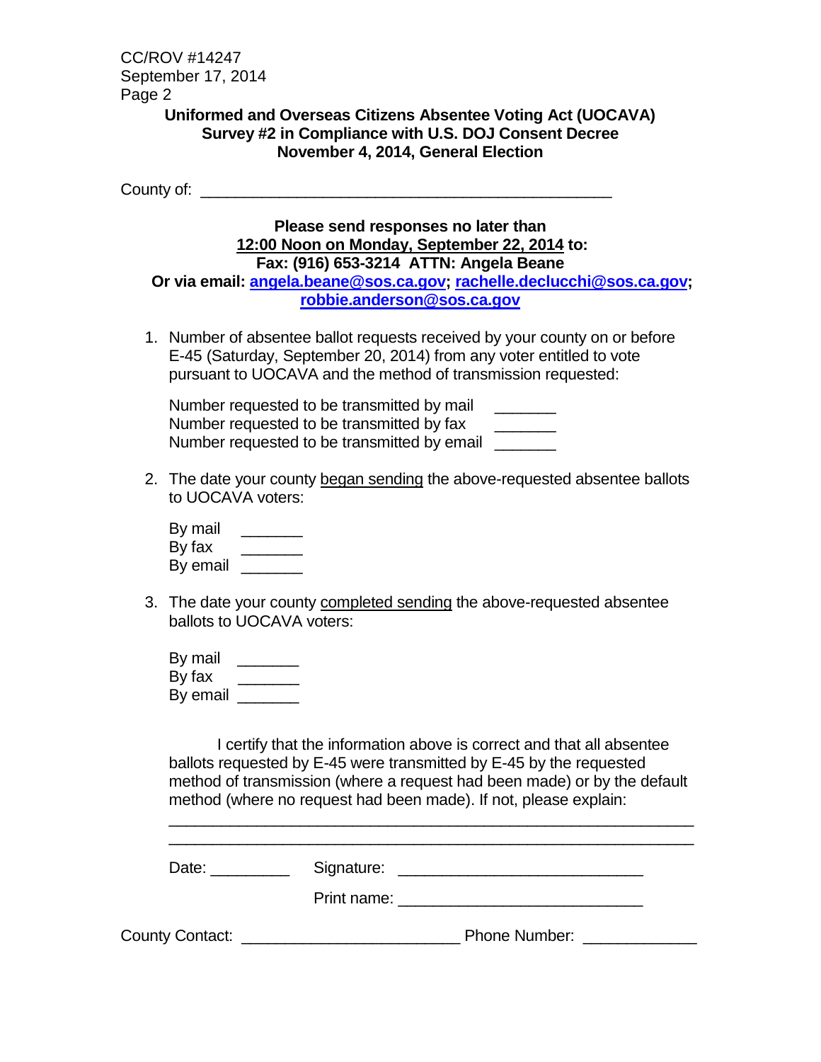**Uniformed and Overseas Citizens Absentee Voting Act (UOCAVA)**
**Survey #2 in Compliance with U.S. DOJ Consent Decree**
**November 4, 2014, General Election**

County of: _______________________________________________

**Please send responses no later than**
**<u>12:00 Noon on Monday, September 22, 2014</u> to:**
**Fax: (916) 653-3214 ATTN: Angela Beane**
**Or via email: angela.beane@sos.ca.gov; rachelle.declucchi@sos.ca.gov; robbie.anderson@sos.ca.gov**

1. Number of absentee ballot requests received by your county on or before E-45 (Saturday, September 20, 2014) from any voter entitled to vote pursuant to UOCAVA and the method of transmission requested:

   Number requested to be transmitted by mail _______
   Number requested to be transmitted by fax _______
   Number requested to be transmitted by email _______

2. The date your county <u>began sending</u> the above-requested absentee ballots to UOCAVA voters:

   By mail _______
   By fax _______
   By email _______

3. The date your county <u>completed sending</u> the above-requested absentee ballots to UOCAVA voters:

   By mail _______
   By fax _______
   By email _______

I certify that the information above is correct and that all absentee ballots requested by E-45 were transmitted by E-45 by the requested method of transmission (where a request had been made) or by the default method (where no request had been made). If not, please explain:

_____________________________________________________________
_____________________________________________________________

Date: _________ Signature: ___________________________

Print name: ___________________________

County Contact: ________________________ Phone Number: ____________